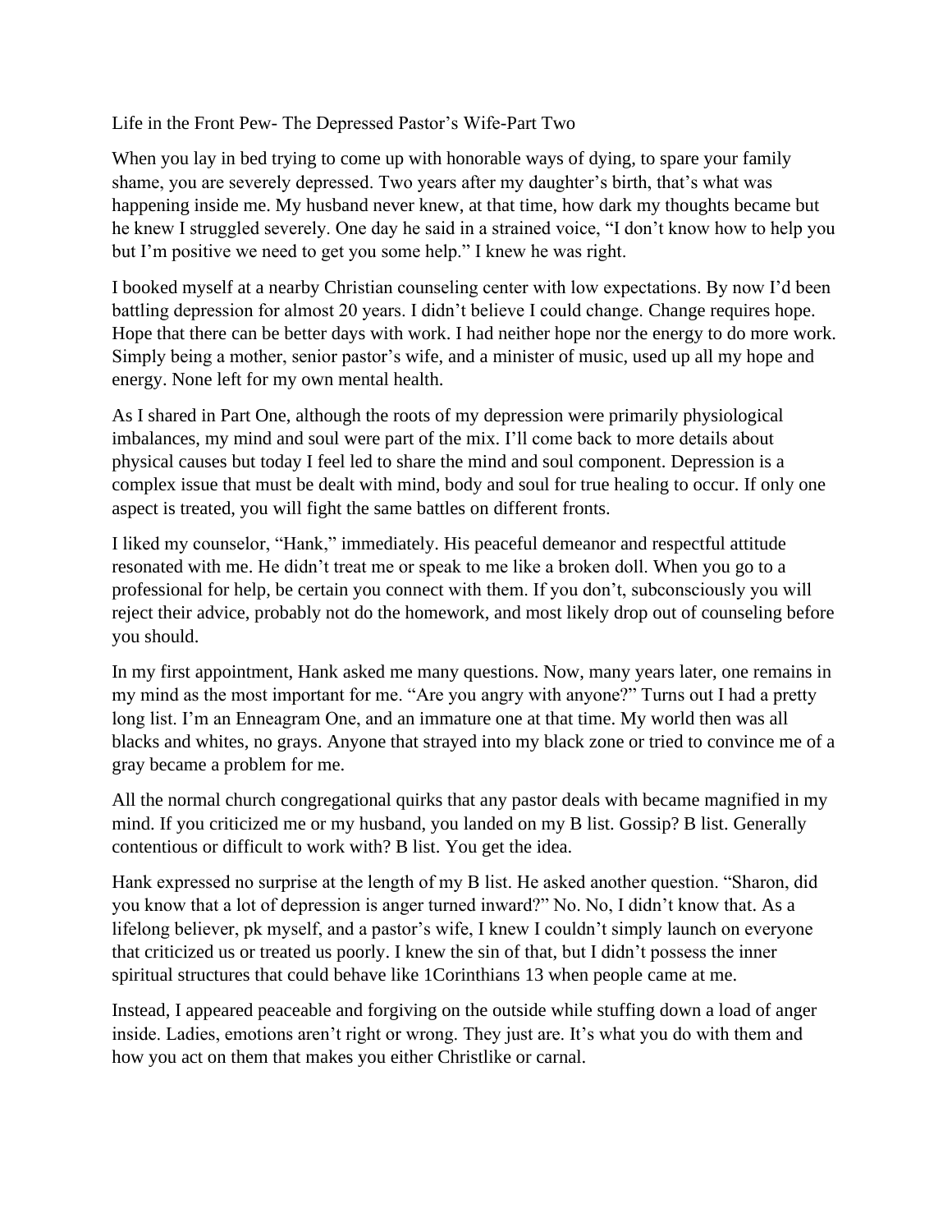Life in the Front Pew- The Depressed Pastor's Wife-Part Two

When you lay in bed trying to come up with honorable ways of dying, to spare your family shame, you are severely depressed. Two years after my daughter's birth, that's what was happening inside me. My husband never knew, at that time, how dark my thoughts became but he knew I struggled severely. One day he said in a strained voice, "I don't know how to help you but I'm positive we need to get you some help." I knew he was right.

I booked myself at a nearby Christian counseling center with low expectations. By now I'd been battling depression for almost 20 years. I didn't believe I could change. Change requires hope. Hope that there can be better days with work. I had neither hope nor the energy to do more work. Simply being a mother, senior pastor's wife, and a minister of music, used up all my hope and energy. None left for my own mental health.

As I shared in Part One, although the roots of my depression were primarily physiological imbalances, my mind and soul were part of the mix. I'll come back to more details about physical causes but today I feel led to share the mind and soul component. Depression is a complex issue that must be dealt with mind, body and soul for true healing to occur. If only one aspect is treated, you will fight the same battles on different fronts.

I liked my counselor, "Hank," immediately. His peaceful demeanor and respectful attitude resonated with me. He didn't treat me or speak to me like a broken doll. When you go to a professional for help, be certain you connect with them. If you don't, subconsciously you will reject their advice, probably not do the homework, and most likely drop out of counseling before you should.

In my first appointment, Hank asked me many questions. Now, many years later, one remains in my mind as the most important for me. "Are you angry with anyone?" Turns out I had a pretty long list. I'm an Enneagram One, and an immature one at that time. My world then was all blacks and whites, no grays. Anyone that strayed into my black zone or tried to convince me of a gray became a problem for me.

All the normal church congregational quirks that any pastor deals with became magnified in my mind. If you criticized me or my husband, you landed on my B list. Gossip? B list. Generally contentious or difficult to work with? B list. You get the idea.

Hank expressed no surprise at the length of my B list. He asked another question. "Sharon, did you know that a lot of depression is anger turned inward?" No. No, I didn't know that. As a lifelong believer, pk myself, and a pastor's wife, I knew I couldn't simply launch on everyone that criticized us or treated us poorly. I knew the sin of that, but I didn't possess the inner spiritual structures that could behave like 1Corinthians 13 when people came at me.

Instead, I appeared peaceable and forgiving on the outside while stuffing down a load of anger inside. Ladies, emotions aren't right or wrong. They just are. It's what you do with them and how you act on them that makes you either Christlike or carnal.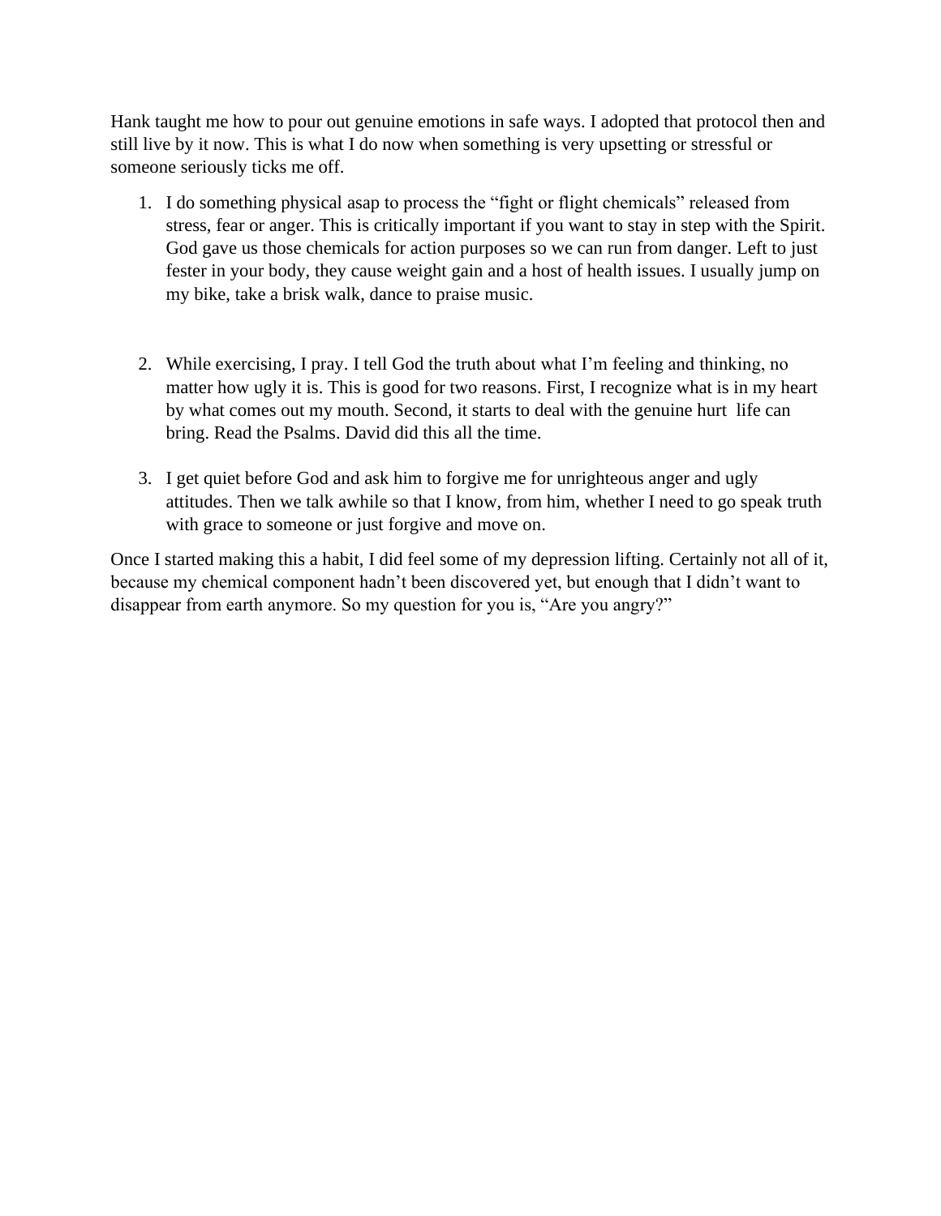Hank taught me how to pour out genuine emotions in safe ways. I adopted that protocol then and still live by it now. This is what I do now when something is very upsetting or stressful or someone seriously ticks me off.

1. I do something physical asap to process the "fight or flight chemicals" released from stress, fear or anger. This is critically important if you want to stay in step with the Spirit. God gave us those chemicals for action purposes so we can run from danger. Left to just fester in your body, they cause weight gain and a host of health issues. I usually jump on my bike, take a brisk walk, dance to praise music.

2. While exercising, I pray. I tell God the truth about what I'm feeling and thinking, no matter how ugly it is. This is good for two reasons. First, I recognize what is in my heart by what comes out my mouth. Second, it starts to deal with the genuine hurt life can bring. Read the Psalms. David did this all the time.

3. I get quiet before God and ask him to forgive me for unrighteous anger and ugly attitudes. Then we talk awhile so that I know, from him, whether I need to go speak truth with grace to someone or just forgive and move on.

Once I started making this a habit, I did feel some of my depression lifting. Certainly not all of it, because my chemical component hadn't been discovered yet, but enough that I didn't want to disappear from earth anymore. So my question for you is, "Are you angry?"